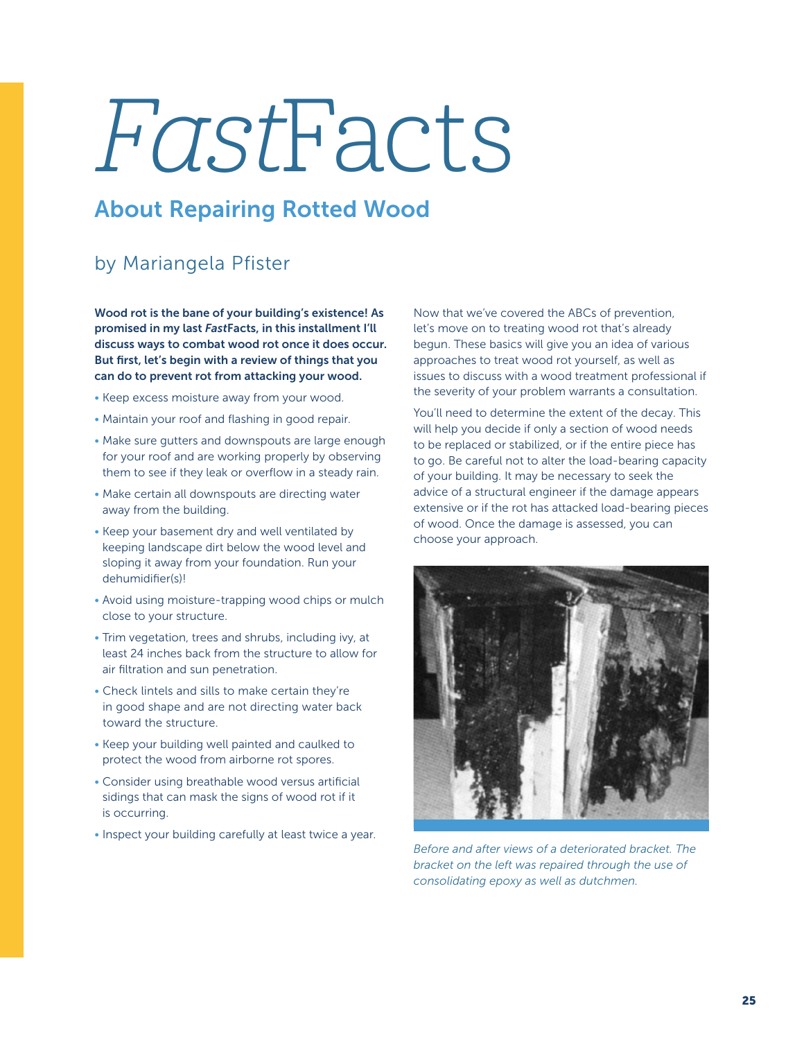# *Fast*Facts

## About Repairing Rotted Wood

### by Mariangela Pfister

**Wood rot is the bane of your building's existence! As promised in my last *Fast*Facts, in this installment I'll discuss ways to combat wood rot once it does occur. But first, let's begin with a review of things that you can do to prevent rot from attacking your wood.**

- Keep excess moisture away from your wood.
- Maintain your roof and flashing in good repair.
- Make sure gutters and downspouts are large enough for your roof and are working properly by observing them to see if they leak or overflow in a steady rain.
- Make certain all downspouts are directing water away from the building.
- Keep your basement dry and well ventilated by keeping landscape dirt below the wood level and sloping it away from your foundation. Run your dehumidifier(s)!
- Avoid using moisture-trapping wood chips or mulch close to your structure.
- Trim vegetation, trees and shrubs, including ivy, at least 24 inches back from the structure to allow for air filtration and sun penetration.
- Check lintels and sills to make certain they're in good shape and are not directing water back toward the structure.
- Keep your building well painted and caulked to protect the wood from airborne rot spores.
- Consider using breathable wood versus artificial sidings that can mask the signs of wood rot if it is occurring.
- Inspect your building carefully at least twice a year.

Now that we've covered the ABCs of prevention, let's move on to treating wood rot that's already begun. These basics will give you an idea of various approaches to treat wood rot yourself, as well as issues to discuss with a wood treatment professional if the severity of your problem warrants a consultation.

You'll need to determine the extent of the decay. This will help you decide if only a section of wood needs to be replaced or stabilized, or if the entire piece has to go. Be careful not to alter the load-bearing capacity of your building. It may be necessary to seek the advice of a structural engineer if the damage appears extensive or if the rot has attacked load-bearing pieces of wood. Once the damage is assessed, you can choose your approach.

*Before and after views of a deteriorated bracket. The bracket on the left was repaired through the use of consolidating epoxy as well as dutchmen.*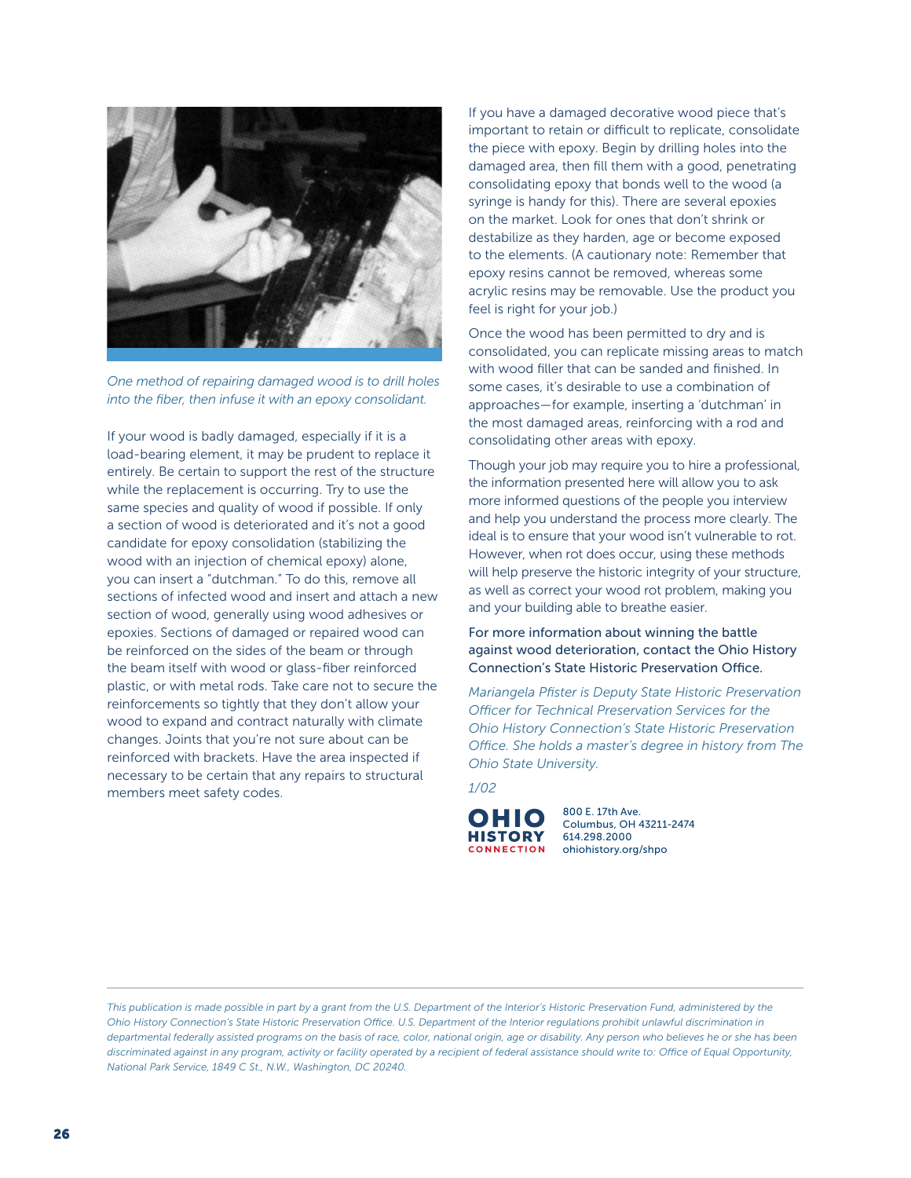*One method of repairing damaged wood is to drill holes into the fiber, then infuse it with an epoxy consolidant.*

If your wood is badly damaged, especially if it is a load-bearing element, it may be prudent to replace it entirely. Be certain to support the rest of the structure while the replacement is occurring. Try to use the same species and quality of wood if possible. If only a section of wood is deteriorated and it's not a good candidate for epoxy consolidation (stabilizing the wood with an injection of chemical epoxy) alone, you can insert a "dutchman." To do this, remove all sections of infected wood and insert and attach a new section of wood, generally using wood adhesives or epoxies. Sections of damaged or repaired wood can be reinforced on the sides of the beam or through the beam itself with wood or glass-fiber reinforced plastic, or with metal rods. Take care not to secure the reinforcements so tightly that they don't allow your wood to expand and contract naturally with climate changes. Joints that you're not sure about can be reinforced with brackets. Have the area inspected if necessary to be certain that any repairs to structural members meet safety codes.

If you have a damaged decorative wood piece that's important to retain or difficult to replicate, consolidate the piece with epoxy. Begin by drilling holes into the damaged area, then fill them with a good, penetrating consolidating epoxy that bonds well to the wood (a syringe is handy for this). There are several epoxies on the market. Look for ones that don't shrink or destabilize as they harden, age or become exposed to the elements. (A cautionary note: Remember that epoxy resins cannot be removed, whereas some acrylic resins may be removable. Use the product you feel is right for your job.)

Once the wood has been permitted to dry and is consolidated, you can replicate missing areas to match with wood filler that can be sanded and finished. In some cases, it's desirable to use a combination of approaches—for example, inserting a 'dutchman' in the most damaged areas, reinforcing with a rod and consolidating other areas with epoxy.

Though your job may require you to hire a professional, the information presented here will allow you to ask more informed questions of the people you interview and help you understand the process more clearly. The ideal is to ensure that your wood isn't vulnerable to rot. However, when rot does occur, using these methods will help preserve the historic integrity of your structure, as well as correct your wood rot problem, making you and your building able to breathe easier.

For more information about winning the battle against wood deterioration, contact the Ohio History Connection's State Historic Preservation Office.

*Mariangela Pfister is Deputy State Historic Preservation Officer for Technical Preservation Services for the Ohio History Connection's State Historic Preservation Office. She holds a master's degree in history from The Ohio State University.*

*1/02*

**OHIO HISTORY CONNECTION**
800 E. 17th Ave.
Columbus, OH 43211-2474
614.298.2000
ohiohistory.org/shpo

*This publication is made possible in part by a grant from the U.S. Department of the Interior's Historic Preservation Fund, administered by the Ohio History Connection's State Historic Preservation Office. U.S. Department of the Interior regulations prohibit unlawful discrimination in departmental federally assisted programs on the basis of race, color, national origin, age or disability. Any person who believes he or she has been discriminated against in any program, activity or facility operated by a recipient of federal assistance should write to: Office of Equal Opportunity, National Park Service, 1849 C St., N.W., Washington, DC 20240.*